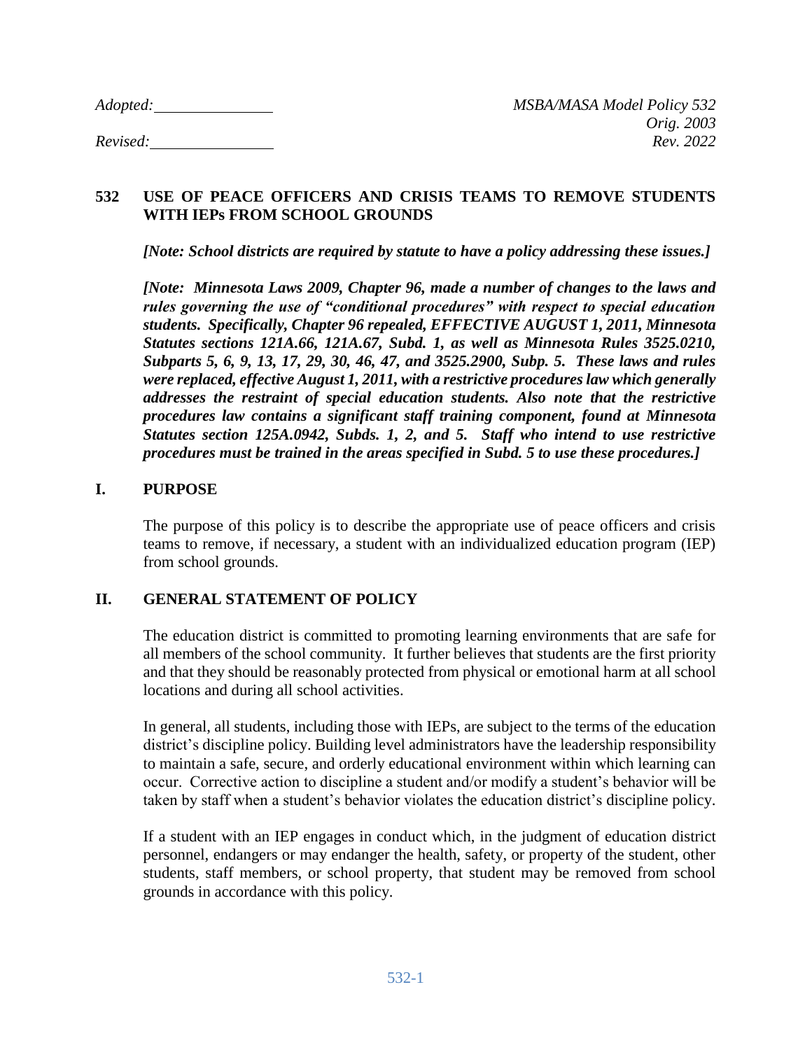Adopted: \_\_\_\_\_\_\_\_\_\_\_\_\_\_\_ *MSBA/MASA Model Policy 532*

*Orig. 2003*

Revised: \_\_\_\_\_\_\_\_\_\_\_\_\_\_\_ *Rev. 2022*

## 532 USE OF PEACE OFFICERS AND CRISIS TEAMS TO REMOVE STUDENTS WITH IEPs FROM SCHOOL GROUNDS

***[Note: School districts are required by statute to have a policy addressing these issues.]***

***[Note: Minnesota Laws 2009, Chapter 96, made a number of changes to the laws and rules governing the use of "conditional procedures" with respect to special education students. Specifically, Chapter 96 repealed, EFFECTIVE AUGUST 1, 2011, Minnesota Statutes sections 121A.66, 121A.67, Subd. 1, as well as Minnesota Rules 3525.0210, Subparts 5, 6, 9, 13, 17, 29, 30, 46, 47, and 3525.2900, Subp. 5. These laws and rules were replaced, effective August 1, 2011, with a restrictive procedures law which generally addresses the restraint of special education students. Also note that the restrictive procedures law contains a significant staff training component, found at Minnesota Statutes section 125A.0942, Subds. 1, 2, and 5. Staff who intend to use restrictive procedures must be trained in the areas specified in Subd. 5 to use these procedures.]***

## I. PURPOSE

The purpose of this policy is to describe the appropriate use of peace officers and crisis teams to remove, if necessary, a student with an individualized education program (IEP) from school grounds.

## II. GENERAL STATEMENT OF POLICY

The education district is committed to promoting learning environments that are safe for all members of the school community. It further believes that students are the first priority and that they should be reasonably protected from physical or emotional harm at all school locations and during all school activities.

In general, all students, including those with IEPs, are subject to the terms of the education district's discipline policy. Building level administrators have the leadership responsibility to maintain a safe, secure, and orderly educational environment within which learning can occur. Corrective action to discipline a student and/or modify a student's behavior will be taken by staff when a student's behavior violates the education district's discipline policy.

If a student with an IEP engages in conduct which, in the judgment of education district personnel, endangers or may endanger the health, safety, or property of the student, other students, staff members, or school property, that student may be removed from school grounds in accordance with this policy.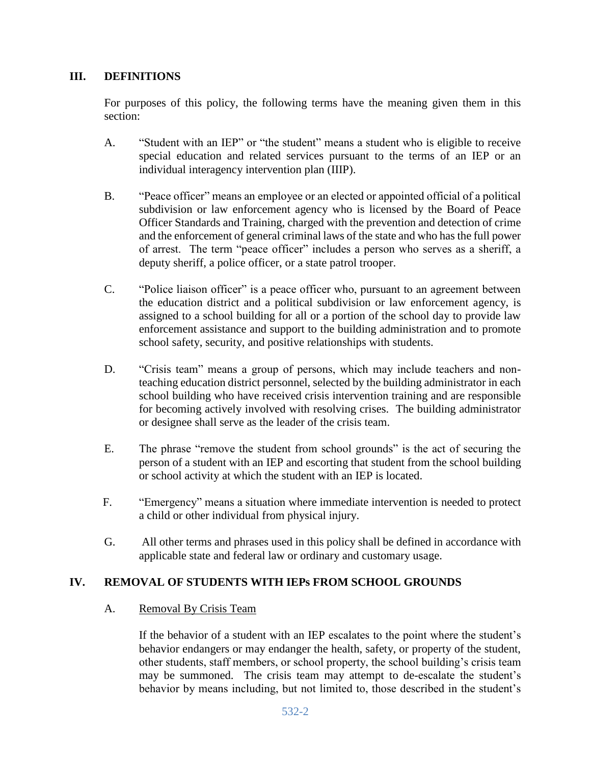## III. DEFINITIONS

For purposes of this policy, the following terms have the meaning given them in this section:

A. "Student with an IEP" or "the student" means a student who is eligible to receive special education and related services pursuant to the terms of an IEP or an individual interagency intervention plan (IIIP).

B. "Peace officer" means an employee or an elected or appointed official of a political subdivision or law enforcement agency who is licensed by the Board of Peace Officer Standards and Training, charged with the prevention and detection of crime and the enforcement of general criminal laws of the state and who has the full power of arrest. The term "peace officer" includes a person who serves as a sheriff, a deputy sheriff, a police officer, or a state patrol trooper.

C. "Police liaison officer" is a peace officer who, pursuant to an agreement between the education district and a political subdivision or law enforcement agency, is assigned to a school building for all or a portion of the school day to provide law enforcement assistance and support to the building administration and to promote school safety, security, and positive relationships with students.

D. "Crisis team" means a group of persons, which may include teachers and non-teaching education district personnel, selected by the building administrator in each school building who have received crisis intervention training and are responsible for becoming actively involved with resolving crises. The building administrator or designee shall serve as the leader of the crisis team.

E. The phrase "remove the student from school grounds" is the act of securing the person of a student with an IEP and escorting that student from the school building or school activity at which the student with an IEP is located.

F. "Emergency" means a situation where immediate intervention is needed to protect a child or other individual from physical injury.

G. All other terms and phrases used in this policy shall be defined in accordance with applicable state and federal law or ordinary and customary usage.

## IV. REMOVAL OF STUDENTS WITH IEPs FROM SCHOOL GROUNDS

### A. Removal By Crisis Team

If the behavior of a student with an IEP escalates to the point where the student's behavior endangers or may endanger the health, safety, or property of the student, other students, staff members, or school property, the school building's crisis team may be summoned. The crisis team may attempt to de-escalate the student's behavior by means including, but not limited to, those described in the student's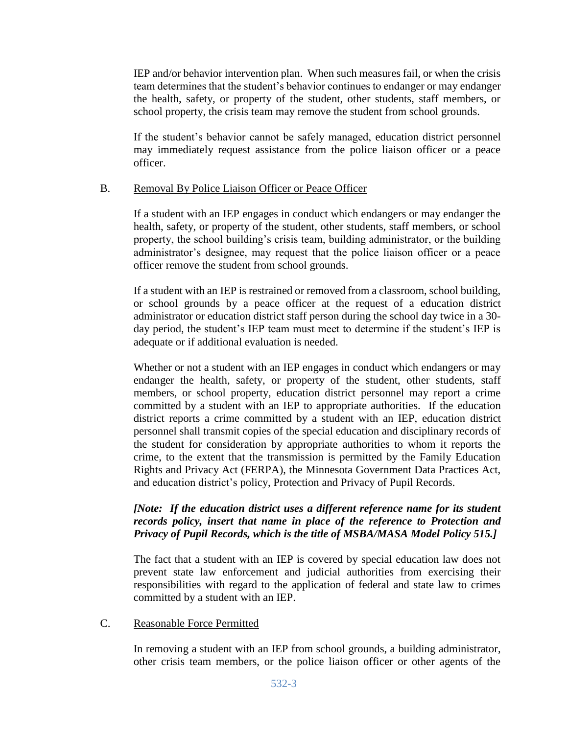IEP and/or behavior intervention plan. When such measures fail, or when the crisis team determines that the student's behavior continues to endanger or may endanger the health, safety, or property of the student, other students, staff members, or school property, the crisis team may remove the student from school grounds.

If the student's behavior cannot be safely managed, education district personnel may immediately request assistance from the police liaison officer or a peace officer.

B. Removal By Police Liaison Officer or Peace Officer

If a student with an IEP engages in conduct which endangers or may endanger the health, safety, or property of the student, other students, staff members, or school property, the school building's crisis team, building administrator, or the building administrator's designee, may request that the police liaison officer or a peace officer remove the student from school grounds.

If a student with an IEP is restrained or removed from a classroom, school building, or school grounds by a peace officer at the request of a education district administrator or education district staff person during the school day twice in a 30-day period, the student's IEP team must meet to determine if the student's IEP is adequate or if additional evaluation is needed.

Whether or not a student with an IEP engages in conduct which endangers or may endanger the health, safety, or property of the student, other students, staff members, or school property, education district personnel may report a crime committed by a student with an IEP to appropriate authorities. If the education district reports a crime committed by a student with an IEP, education district personnel shall transmit copies of the special education and disciplinary records of the student for consideration by appropriate authorities to whom it reports the crime, to the extent that the transmission is permitted by the Family Education Rights and Privacy Act (FERPA), the Minnesota Government Data Practices Act, and education district's policy, Protection and Privacy of Pupil Records.

***[Note: If the education district uses a different reference name for its student records policy, insert that name in place of the reference to Protection and Privacy of Pupil Records, which is the title of MSBA/MASA Model Policy 515.]***

The fact that a student with an IEP is covered by special education law does not prevent state law enforcement and judicial authorities from exercising their responsibilities with regard to the application of federal and state law to crimes committed by a student with an IEP.

C. Reasonable Force Permitted

In removing a student with an IEP from school grounds, a building administrator, other crisis team members, or the police liaison officer or other agents of the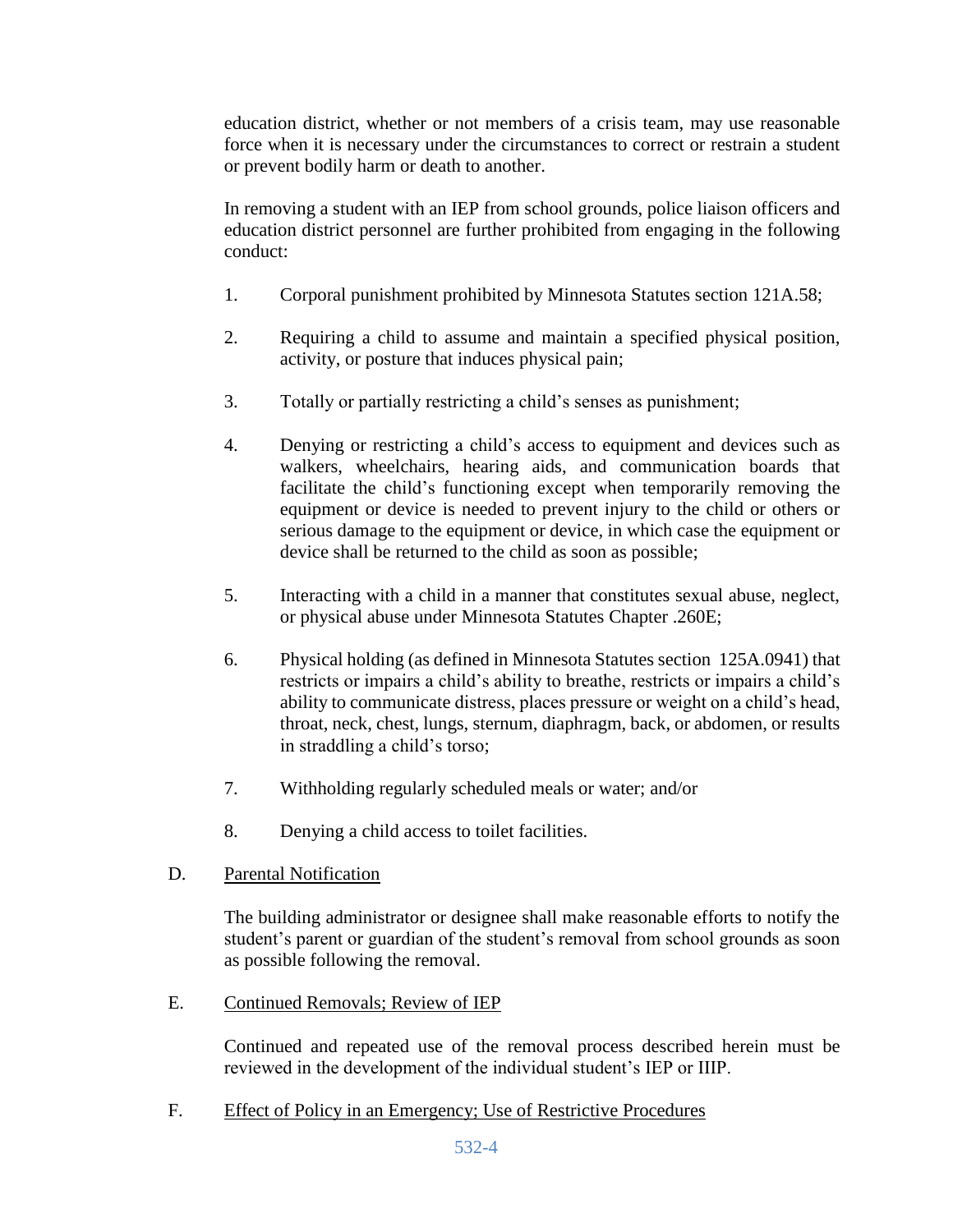education district, whether or not members of a crisis team, may use reasonable force when it is necessary under the circumstances to correct or restrain a student or prevent bodily harm or death to another.

In removing a student with an IEP from school grounds, police liaison officers and education district personnel are further prohibited from engaging in the following conduct:

1. Corporal punishment prohibited by Minnesota Statutes section 121A.58;
2. Requiring a child to assume and maintain a specified physical position, activity, or posture that induces physical pain;
3. Totally or partially restricting a child's senses as punishment;
4. Denying or restricting a child's access to equipment and devices such as walkers, wheelchairs, hearing aids, and communication boards that facilitate the child's functioning except when temporarily removing the equipment or device is needed to prevent injury to the child or others or serious damage to the equipment or device, in which case the equipment or device shall be returned to the child as soon as possible;
5. Interacting with a child in a manner that constitutes sexual abuse, neglect, or physical abuse under Minnesota Statutes Chapter .260E;
6. Physical holding (as defined in Minnesota Statutes section 125A.0941) that restricts or impairs a child's ability to breathe, restricts or impairs a child's ability to communicate distress, places pressure or weight on a child's head, throat, neck, chest, lungs, sternum, diaphragm, back, or abdomen, or results in straddling a child's torso;
7. Withholding regularly scheduled meals or water; and/or
8. Denying a child access to toilet facilities.

D. <u>Parental Notification</u>

The building administrator or designee shall make reasonable efforts to notify the student's parent or guardian of the student's removal from school grounds as soon as possible following the removal.

E. <u>Continued Removals; Review of IEP</u>

Continued and repeated use of the removal process described herein must be reviewed in the development of the individual student's IEP or IIIP.

F. <u>Effect of Policy in an Emergency; Use of Restrictive Procedures</u>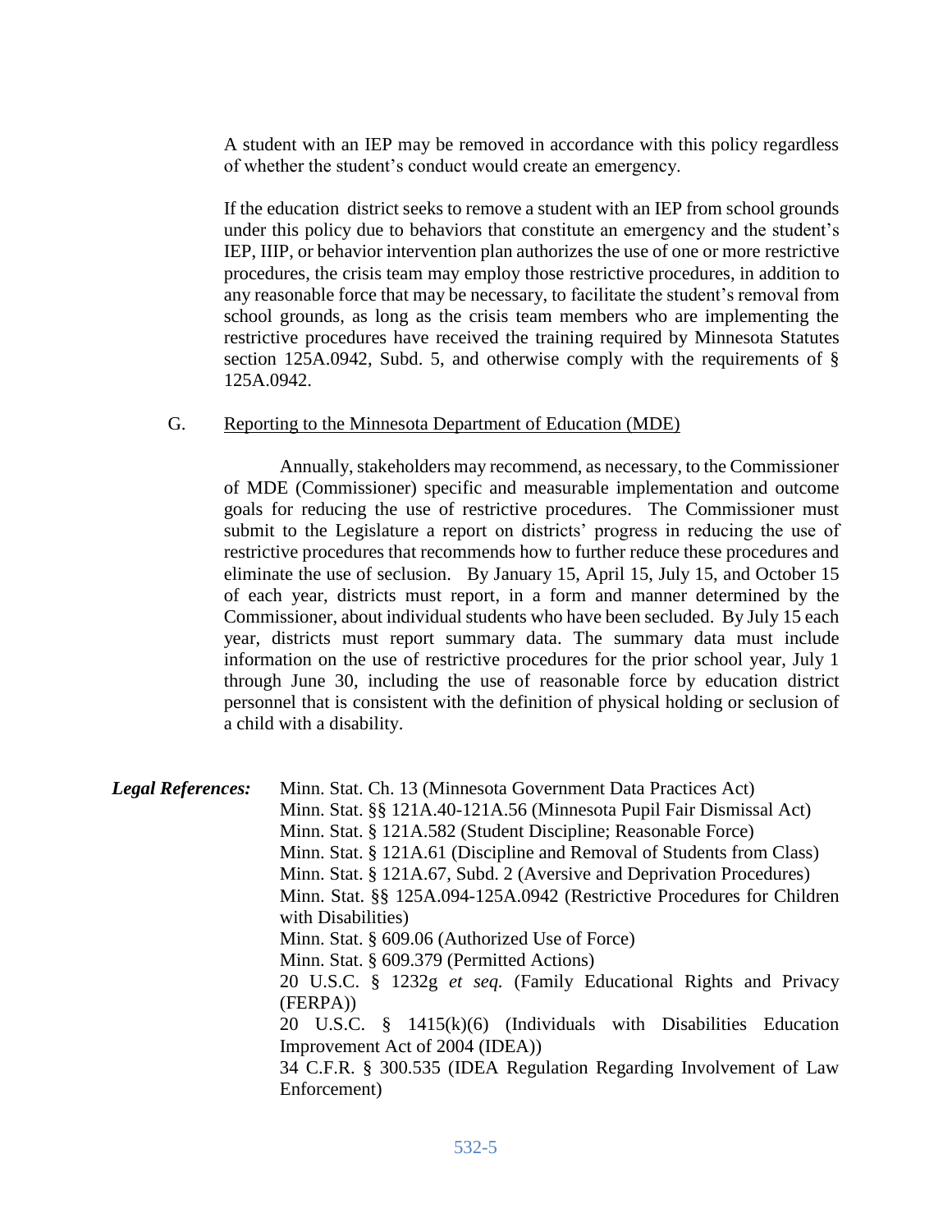A student with an IEP may be removed in accordance with this policy regardless of whether the student's conduct would create an emergency.

If the education district seeks to remove a student with an IEP from school grounds under this policy due to behaviors that constitute an emergency and the student's IEP, IIIP, or behavior intervention plan authorizes the use of one or more restrictive procedures, the crisis team may employ those restrictive procedures, in addition to any reasonable force that may be necessary, to facilitate the student's removal from school grounds, as long as the crisis team members who are implementing the restrictive procedures have received the training required by Minnesota Statutes section 125A.0942, Subd. 5, and otherwise comply with the requirements of § 125A.0942.

G. Reporting to the Minnesota Department of Education (MDE)

Annually, stakeholders may recommend, as necessary, to the Commissioner of MDE (Commissioner) specific and measurable implementation and outcome goals for reducing the use of restrictive procedures. The Commissioner must submit to the Legislature a report on districts' progress in reducing the use of restrictive procedures that recommends how to further reduce these procedures and eliminate the use of seclusion. By January 15, April 15, July 15, and October 15 of each year, districts must report, in a form and manner determined by the Commissioner, about individual students who have been secluded. By July 15 each year, districts must report summary data. The summary data must include information on the use of restrictive procedures for the prior school year, July 1 through June 30, including the use of reasonable force by education district personnel that is consistent with the definition of physical holding or seclusion of a child with a disability.

***Legal References:***

Minn. Stat. Ch. 13 (Minnesota Government Data Practices Act)
Minn. Stat. §§ 121A.40-121A.56 (Minnesota Pupil Fair Dismissal Act)
Minn. Stat. § 121A.582 (Student Discipline; Reasonable Force)
Minn. Stat. § 121A.61 (Discipline and Removal of Students from Class)
Minn. Stat. § 121A.67, Subd. 2 (Aversive and Deprivation Procedures)
Minn. Stat. §§ 125A.094-125A.0942 (Restrictive Procedures for Children with Disabilities)
Minn. Stat. § 609.06 (Authorized Use of Force)
Minn. Stat. § 609.379 (Permitted Actions)
20 U.S.C. § 1232g *et seq.* (Family Educational Rights and Privacy (FERPA))
20 U.S.C. § 1415(k)(6) (Individuals with Disabilities Education Improvement Act of 2004 (IDEA))
34 C.F.R. § 300.535 (IDEA Regulation Regarding Involvement of Law Enforcement)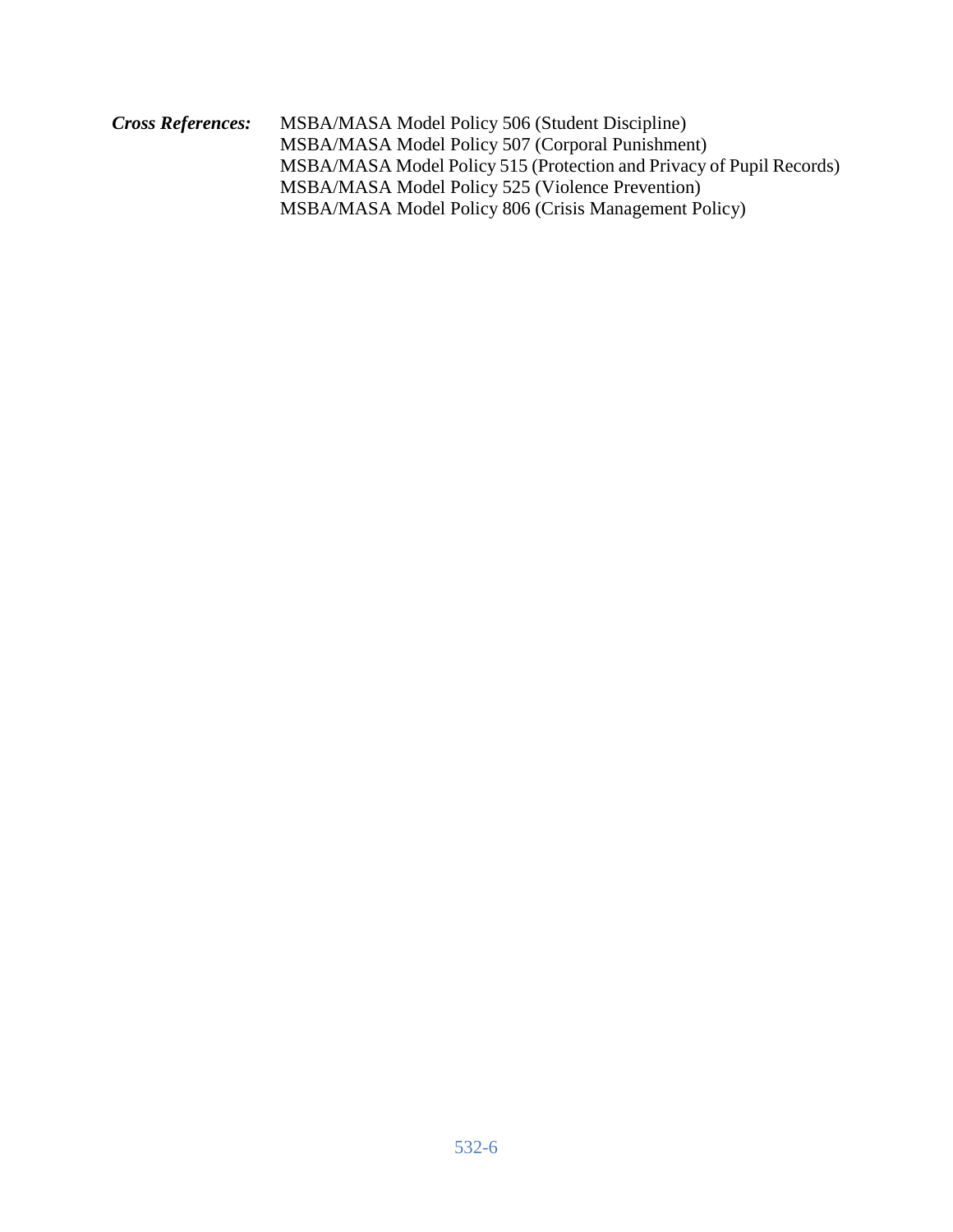***Cross References:*** MSBA/MASA Model Policy 506 (Student Discipline)
MSBA/MASA Model Policy 507 (Corporal Punishment)
MSBA/MASA Model Policy 515 (Protection and Privacy of Pupil Records)
MSBA/MASA Model Policy 525 (Violence Prevention)
MSBA/MASA Model Policy 806 (Crisis Management Policy)